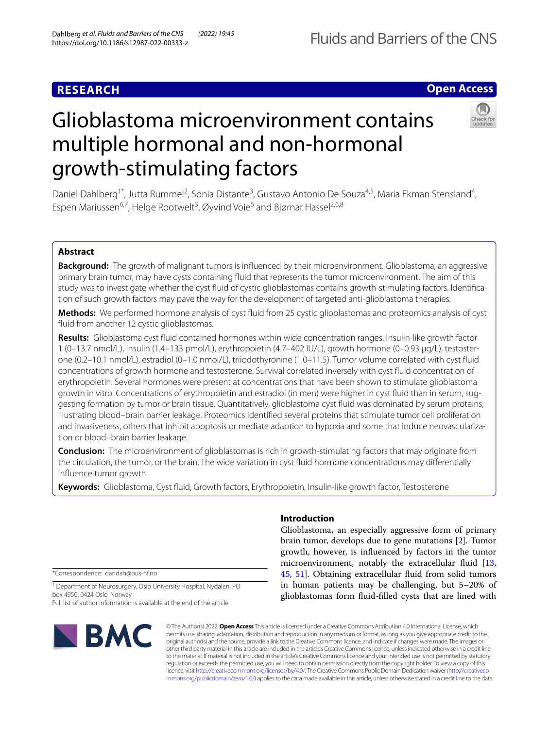**RESEARCH** **Open Access**

# Glioblastoma microenvironment contains multiple hormonal and non-hormonal growth-stimulating factors

Daniel Dahlberg[1*], Jutta Rummel[2], Sonia Distante[3], Gustavo Antonio De Souza[4,5], Maria Ekman Stensland[4], Espen Mariussen[6,7], Helge Rootwelt[3], Øyvind Voie[6] and Bjørnar Hassel[2,6,8]

## Abstract

**Background:** The growth of malignant tumors is influenced by their microenvironment. Glioblastoma, an aggressive primary brain tumor, may have cysts containing fluid that represents the tumor microenvironment. The aim of this study was to investigate whether the cyst fluid of cystic glioblastomas contains growth-stimulating factors. Identification of such growth factors may pave the way for the development of targeted anti-glioblastoma therapies.

**Methods:** We performed hormone analysis of cyst fluid from 25 cystic glioblastomas and proteomics analysis of cyst fluid from another 12 cystic glioblastomas.

**Results:** Glioblastoma cyst fluid contained hormones within wide concentration ranges: Insulin-like growth factor 1 (0–13.7 nmol/L), insulin (1.4–133 pmol/L), erythropoietin (4.7–402 IU/L), growth hormone (0–0.93 μg/L), testosterone (0.2–10.1 nmol/L), estradiol (0–1.0 nmol/L), triiodothyronine (1.0–11.5). Tumor volume correlated with cyst fluid concentrations of growth hormone and testosterone. Survival correlated inversely with cyst fluid concentration of erythropoietin. Several hormones were present at concentrations that have been shown to stimulate glioblastoma growth in vitro. Concentrations of erythropoietin and estradiol (in men) were higher in cyst fluid than in serum, suggesting formation by tumor or brain tissue. Quantitatively, glioblastoma cyst fluid was dominated by serum proteins, illustrating blood–brain barrier leakage. Proteomics identified several proteins that stimulate tumor cell proliferation and invasiveness, others that inhibit apoptosis or mediate adaption to hypoxia and some that induce neovascularization or blood–brain barrier leakage.

**Conclusion:** The microenvironment of glioblastomas is rich in growth-stimulating factors that may originate from the circulation, the tumor, or the brain. The wide variation in cyst fluid hormone concentrations may differentially influence tumor growth.

**Keywords:** Glioblastoma, Cyst fluid, Growth factors, Erythropoietin, Insulin-like growth factor, Testosterone

## Introduction

Glioblastoma, an especially aggressive form of primary brain tumor, develops due to gene mutations [2]. Tumor growth, however, is influenced by factors in the tumor microenvironment, notably the extracellular fluid [13, 45, 51]. Obtaining extracellular fluid from solid tumors in human patients may be challenging, but 5–20% of glioblastomas form fluid-filled cysts that are lined with

*Correspondence: dandah@ous-hf.no

[1] Department of Neurosurgery, Oslo University Hospital, Nydalen, PO box 4950, 0424 Oslo, Norway

Full list of author information is available at the end of the article

© The Author(s) 2022. **Open Access** This article is licensed under a Creative Commons Attribution 4.0 International License, which permits use, sharing, adaptation, distribution and reproduction in any medium or format, as long as you give appropriate credit to the original author(s) and the source, provide a link to the Creative Commons licence, and indicate if changes were made. The images or other third party material in this article are included in the article's Creative Commons licence, unless indicated otherwise in a credit line to the material. If material is not included in the article's Creative Commons licence and your intended use is not permitted by statutory regulation or exceeds the permitted use, you will need to obtain permission directly from the copyright holder. To view a copy of this licence, visit http://creativecommons.org/licenses/by/4.0/. The Creative Commons Public Domain Dedication waiver (http://creativecommons.org/publicdomain/zero/1.0/) applies to the data made available in this article, unless otherwise stated in a credit line to the data.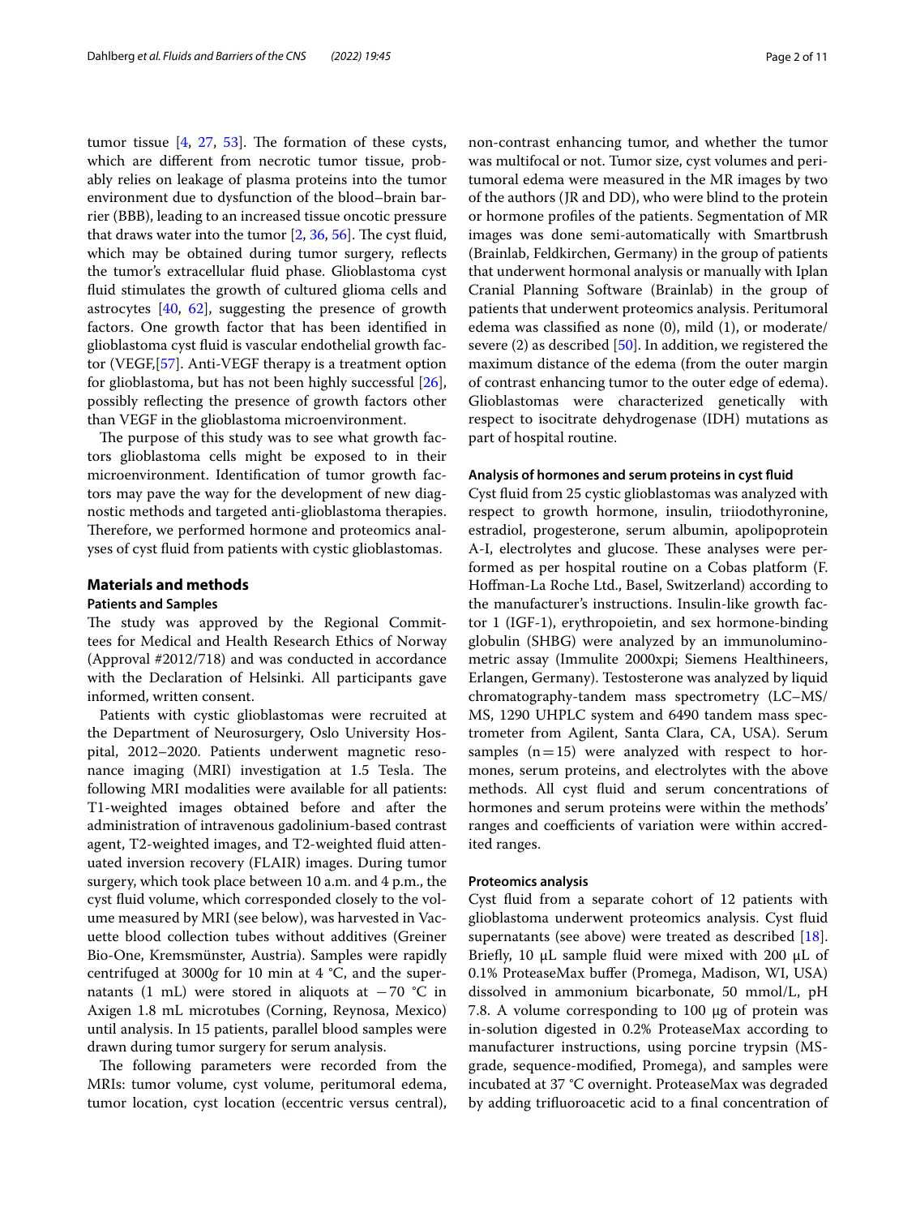tumor tissue [4, 27, 53]. The formation of these cysts, which are different from necrotic tumor tissue, probably relies on leakage of plasma proteins into the tumor environment due to dysfunction of the blood–brain barrier (BBB), leading to an increased tissue oncotic pressure that draws water into the tumor [2, 36, 56]. The cyst fluid, which may be obtained during tumor surgery, reflects the tumor's extracellular fluid phase. Glioblastoma cyst fluid stimulates the growth of cultured glioma cells and astrocytes [40, 62], suggesting the presence of growth factors. One growth factor that has been identified in glioblastoma cyst fluid is vascular endothelial growth factor (VEGF,[57]. Anti-VEGF therapy is a treatment option for glioblastoma, but has not been highly successful [26], possibly reflecting the presence of growth factors other than VEGF in the glioblastoma microenvironment.

The purpose of this study was to see what growth factors glioblastoma cells might be exposed to in their microenvironment. Identification of tumor growth factors may pave the way for the development of new diagnostic methods and targeted anti-glioblastoma therapies. Therefore, we performed hormone and proteomics analyses of cyst fluid from patients with cystic glioblastomas.

## Materials and methods

### Patients and Samples

The study was approved by the Regional Committees for Medical and Health Research Ethics of Norway (Approval #2012/718) and was conducted in accordance with the Declaration of Helsinki. All participants gave informed, written consent.

Patients with cystic glioblastomas were recruited at the Department of Neurosurgery, Oslo University Hospital, 2012–2020. Patients underwent magnetic resonance imaging (MRI) investigation at 1.5 Tesla. The following MRI modalities were available for all patients: T1-weighted images obtained before and after the administration of intravenous gadolinium-based contrast agent, T2-weighted images, and T2-weighted fluid attenuated inversion recovery (FLAIR) images. During tumor surgery, which took place between 10 a.m. and 4 p.m., the cyst fluid volume, which corresponded closely to the volume measured by MRI (see below), was harvested in Vacuette blood collection tubes without additives (Greiner Bio-One, Kremsmünster, Austria). Samples were rapidly centrifuged at 3000*g* for 10 min at 4 °C, and the supernatants (1 mL) were stored in aliquots at −70 °C in Axigen 1.8 mL microtubes (Corning, Reynosa, Mexico) until analysis. In 15 patients, parallel blood samples were drawn during tumor surgery for serum analysis.

The following parameters were recorded from the MRIs: tumor volume, cyst volume, peritumoral edema, tumor location, cyst location (eccentric versus central), non-contrast enhancing tumor, and whether the tumor was multifocal or not. Tumor size, cyst volumes and peritumoral edema were measured in the MR images by two of the authors (JR and DD), who were blind to the protein or hormone profiles of the patients. Segmentation of MR images was done semi-automatically with Smartbrush (Brainlab, Feldkirchen, Germany) in the group of patients that underwent hormonal analysis or manually with Iplan Cranial Planning Software (Brainlab) in the group of patients that underwent proteomics analysis. Peritumoral edema was classified as none (0), mild (1), or moderate/severe (2) as described [50]. In addition, we registered the maximum distance of the edema (from the outer margin of contrast enhancing tumor to the outer edge of edema). Glioblastomas were characterized genetically with respect to isocitrate dehydrogenase (IDH) mutations as part of hospital routine.

### Analysis of hormones and serum proteins in cyst fluid

Cyst fluid from 25 cystic glioblastomas was analyzed with respect to growth hormone, insulin, triiodothyronine, estradiol, progesterone, serum albumin, apolipoprotein A-I, electrolytes and glucose. These analyses were performed as per hospital routine on a Cobas platform (F. Hoffman-La Roche Ltd., Basel, Switzerland) according to the manufacturer's instructions. Insulin-like growth factor 1 (IGF-1), erythropoietin, and sex hormone-binding globulin (SHBG) were analyzed by an immunoluminometric assay (Immulite 2000xpi; Siemens Healthineers, Erlangen, Germany). Testosterone was analyzed by liquid chromatography-tandem mass spectrometry (LC–MS/MS, 1290 UHPLC system and 6490 tandem mass spectrometer from Agilent, Santa Clara, CA, USA). Serum samples ($n=15$) were analyzed with respect to hormones, serum proteins, and electrolytes with the above methods. All cyst fluid and serum concentrations of hormones and serum proteins were within the methods' ranges and coefficients of variation were within accredited ranges.

### Proteomics analysis

Cyst fluid from a separate cohort of 12 patients with glioblastoma underwent proteomics analysis. Cyst fluid supernatants (see above) were treated as described [18]. Briefly, 10 µL sample fluid were mixed with 200 µL of 0.1% ProteaseMax buffer (Promega, Madison, WI, USA) dissolved in ammonium bicarbonate, 50 mmol/L, pH 7.8. A volume corresponding to 100 µg of protein was in-solution digested in 0.2% ProteaseMax according to manufacturer instructions, using porcine trypsin (MS-grade, sequence-modified, Promega), and samples were incubated at 37 °C overnight. ProteaseMax was degraded by adding trifluoroacetic acid to a final concentration of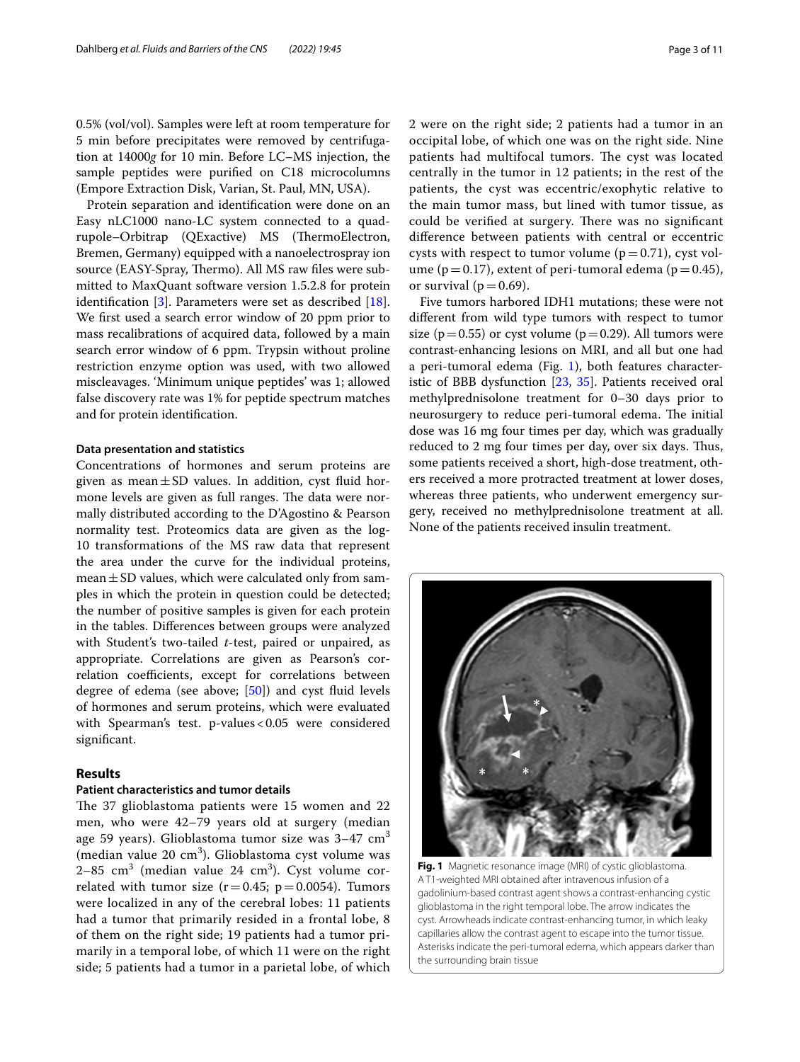0.5% (vol/vol). Samples were left at room temperature for 5 min before precipitates were removed by centrifugation at 14000*g* for 10 min. Before LC–MS injection, the sample peptides were purified on C18 microcolumns (Empore Extraction Disk, Varian, St. Paul, MN, USA).

Protein separation and identification were done on an Easy nLC1000 nano-LC system connected to a quadrupole–Orbitrap (QExactive) MS (ThermoElectron, Bremen, Germany) equipped with a nanoelectrospray ion source (EASY-Spray, Thermo). All MS raw files were submitted to MaxQuant software version 1.5.2.8 for protein identification [3]. Parameters were set as described [18]. We first used a search error window of 20 ppm prior to mass recalibrations of acquired data, followed by a main search error window of 6 ppm. Trypsin without proline restriction enzyme option was used, with two allowed miscleavages. 'Minimum unique peptides' was 1; allowed false discovery rate was 1% for peptide spectrum matches and for protein identification.

#### Data presentation and statistics

Concentrations of hormones and serum proteins are given as mean ± SD values. In addition, cyst fluid hormone levels are given as full ranges. The data were normally distributed according to the D'Agostino & Pearson normality test. Proteomics data are given as the log-10 transformations of the MS raw data that represent the area under the curve for the individual proteins, mean ± SD values, which were calculated only from samples in which the protein in question could be detected; the number of positive samples is given for each protein in the tables. Differences between groups were analyzed with Student's two-tailed *t*-test, paired or unpaired, as appropriate. Correlations are given as Pearson's correlation coefficients, except for correlations between degree of edema (see above; [50]) and cyst fluid levels of hormones and serum proteins, which were evaluated with Spearman's test. p-values < 0.05 were considered significant.

## Results

#### Patient characteristics and tumor details

The 37 glioblastoma patients were 15 women and 22 men, who were 42–79 years old at surgery (median age 59 years). Glioblastoma tumor size was 3–47 $cm^3$ (median value 20 $cm^3$). Glioblastoma cyst volume was 2–85 $cm^3$ (median value 24 $cm^3$). Cyst volume correlated with tumor size ($r = 0.45$; $p = 0.0054$). Tumors were localized in any of the cerebral lobes: 11 patients had a tumor that primarily resided in a frontal lobe, 8 of them on the right side; 19 patients had a tumor primarily in a temporal lobe, of which 11 were on the right side; 5 patients had a tumor in a parietal lobe, of which 2 were on the right side; 2 patients had a tumor in an occipital lobe, of which one was on the right side. Nine patients had multifocal tumors. The cyst was located centrally in the tumor in 12 patients; in the rest of the patients, the cyst was eccentric/exophytic relative to the main tumor mass, but lined with tumor tissue, as could be verified at surgery. There was no significant difference between patients with central or eccentric cysts with respect to tumor volume ($p = 0.71$), cyst volume ($p = 0.17$), extent of peri-tumoral edema ($p = 0.45$), or survival ($p = 0.69$).

Five tumors harbored IDH1 mutations; these were not different from wild type tumors with respect to tumor size ($p = 0.55$) or cyst volume ($p = 0.29$). All tumors were contrast-enhancing lesions on MRI, and all but one had a peri-tumoral edema (Fig. 1), both features characteristic of BBB dysfunction [23, 35]. Patients received oral methylprednisolone treatment for 0–30 days prior to neurosurgery to reduce peri-tumoral edema. The initial dose was 16 mg four times per day, which was gradually reduced to 2 mg four times per day, over six days. Thus, some patients received a short, high-dose treatment, others received a more protracted treatment at lower doses, whereas three patients, who underwent emergency surgery, received no methylprednisolone treatment at all. None of the patients received insulin treatment.

**Fig. 1** Magnetic resonance image (MRI) of cystic glioblastoma. A T1-weighted MRI obtained after intravenous infusion of a gadolinium-based contrast agent shows a contrast-enhancing cystic glioblastoma in the right temporal lobe. The arrow indicates the cyst. Arrowheads indicate contrast-enhancing tumor, in which leaky capillaries allow the contrast agent to escape into the tumor tissue. Asterisks indicate the peri-tumoral edema, which appears darker than the surrounding brain tissue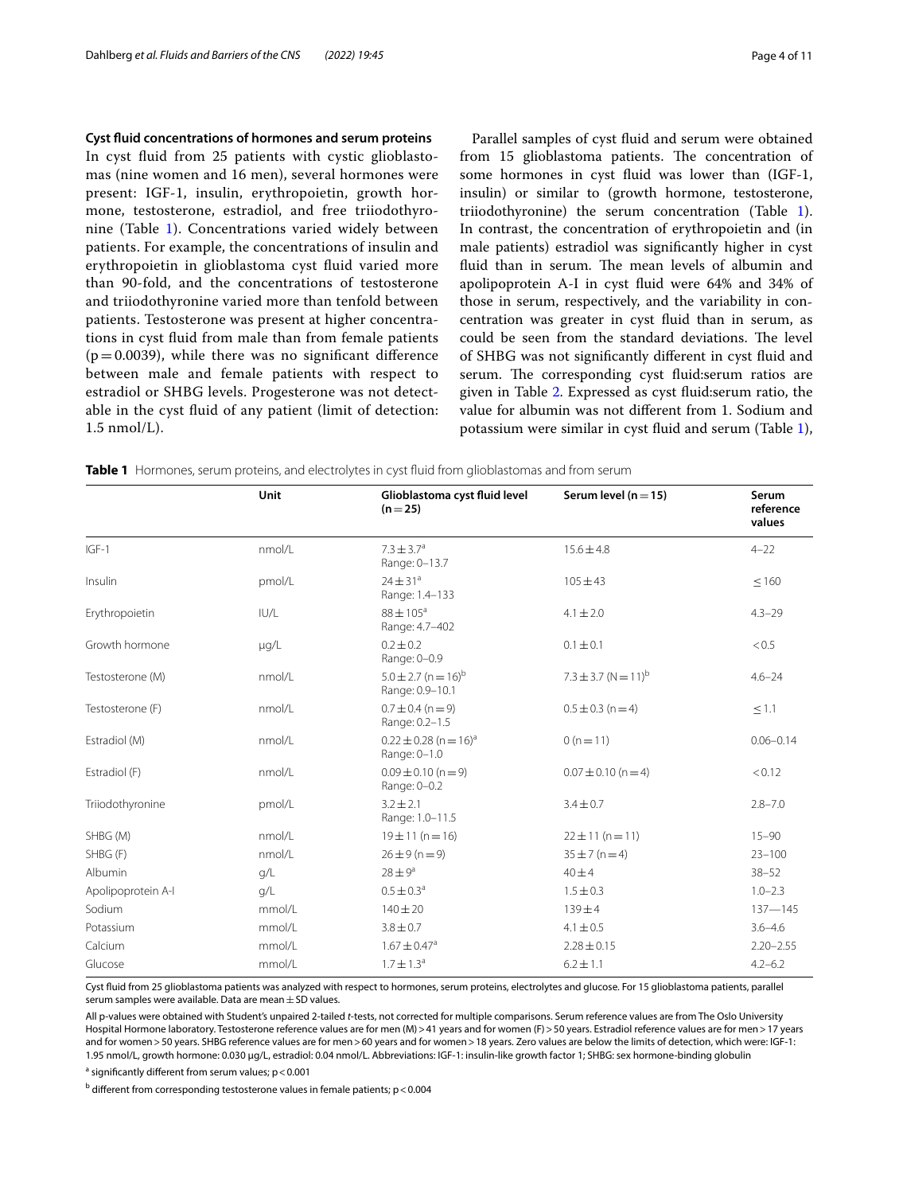### Cyst fluid concentrations of hormones and serum proteins

In cyst fluid from 25 patients with cystic glioblastomas (nine women and 16 men), several hormones were present: IGF-1, insulin, erythropoietin, growth hormone, testosterone, estradiol, and free triiodothyronine (Table 1). Concentrations varied widely between patients. For example, the concentrations of insulin and erythropoietin in glioblastoma cyst fluid varied more than 90-fold, and the concentrations of testosterone and triiodothyronine varied more than tenfold between patients. Testosterone was present at higher concentrations in cyst fluid from male than from female patients ($p = 0.0039$), while there was no significant difference between male and female patients with respect to estradiol or SHBG levels. Progesterone was not detectable in the cyst fluid of any patient (limit of detection: 1.5 nmol/L).

Parallel samples of cyst fluid and serum were obtained from 15 glioblastoma patients. The concentration of some hormones in cyst fluid was lower than (IGF-1, insulin) or similar to (growth hormone, testosterone, triiodothyronine) the serum concentration (Table 1). In contrast, the concentration of erythropoietin and (in male patients) estradiol was significantly higher in cyst fluid than in serum. The mean levels of albumin and apolipoprotein A-I in cyst fluid were 64% and 34% of those in serum, respectively, and the variability in concentration was greater in cyst fluid than in serum, as could be seen from the standard deviations. The level of SHBG was not significantly different in cyst fluid and serum. The corresponding cyst fluid:serum ratios are given in Table 2. Expressed as cyst fluid:serum ratio, the value for albumin was not different from 1. Sodium and potassium were similar in cyst fluid and serum (Table 1),

**Table 1** Hormones, serum proteins, and electrolytes in cyst fluid from glioblastomas and from serum

| | Unit | Glioblastoma cyst fluid level (n = 25) | Serum level (n = 15) | Serum reference values |
|---|---|---|---|---|
| IGF-1 | nmol/L | 7.3 ± 3.7[a] Range: 0–13.7 | 15.6 ± 4.8 | 4–22 |
| Insulin | pmol/L | 24 ± 31[a] Range: 1.4–133 | 105 ± 43 | ≤ 160 |
| Erythropoietin | IU/L | 88 ± 105[a] Range: 4.7–402 | 4.1 ± 2.0 | 4.3–29 |
| Growth hormone | µg/L | 0.2 ± 0.2 Range: 0–0.9 | 0.1 ± 0.1 | < 0.5 |
| Testosterone (M) | nmol/L | 5.0 ± 2.7 (n = 16)[b] Range: 0.9–10.1 | 7.3 ± 3.7 (N = 11)[b] | 4.6–24 |
| Testosterone (F) | nmol/L | 0.7 ± 0.4 (n = 9) Range: 0.2–1.5 | 0.5 ± 0.3 (n = 4) | ≤ 1.1 |
| Estradiol (M) | nmol/L | 0.22 ± 0.28 (n = 16)[a] Range: 0–1.0 | 0 (n = 11) | 0.06–0.14 |
| Estradiol (F) | nmol/L | 0.09 ± 0.10 (n = 9) Range: 0–0.2 | 0.07 ± 0.10 (n = 4) | < 0.12 |
| Triiodothyronine | pmol/L | 3.2 ± 2.1 Range: 1.0–11.5 | 3.4 ± 0.7 | 2.8–7.0 |
| SHBG (M) | nmol/L | 19 ± 11 (n = 16) | 22 ± 11 (n = 11) | 15–90 |
| SHBG (F) | nmol/L | 26 ± 9 (n = 9) | 35 ± 7 (n = 4) | 23–100 |
| Albumin | g/L | 28 ± 9[a] | 40 ± 4 | 38–52 |
| Apolipoprotein A-I | g/L | 0.5 ± 0.3[a] | 1.5 ± 0.3 | 1.0–2.3 |
| Sodium | mmol/L | 140 ± 20 | 139 ± 4 | 137—145 |
| Potassium | mmol/L | 3.8 ± 0.7 | 4.1 ± 0.5 | 3.6–4.6 |
| Calcium | mmol/L | 1.67 ± 0.47[a] | 2.28 ± 0.15 | 2.20–2.55 |
| Glucose | mmol/L | 1.7 ± 1.3[a] | 6.2 ± 1.1 | 4.2–6.2 |

Cyst fluid from 25 glioblastoma patients was analyzed with respect to hormones, serum proteins, electrolytes and glucose. For 15 glioblastoma patients, parallel serum samples were available. Data are mean ± SD values.

All p-values were obtained with Student's unpaired 2-tailed *t*-tests, not corrected for multiple comparisons. Serum reference values are from The Oslo University Hospital Hormone laboratory. Testosterone reference values are for men (M) > 41 years and for women (F) > 50 years. Estradiol reference values are for men > 17 years and for women > 50 years. SHBG reference values are for men > 60 years and for women > 18 years. Zero values are below the limits of detection, which were: IGF-1: 1.95 nmol/L, growth hormone: 0.030 µg/L, estradiol: 0.04 nmol/L. Abbreviations: IGF-1: insulin-like growth factor 1; SHBG: sex hormone-binding globulin

[a] significantly different from serum values; $p < 0.001$

[b] different from corresponding testosterone values in female patients; $p < 0.004$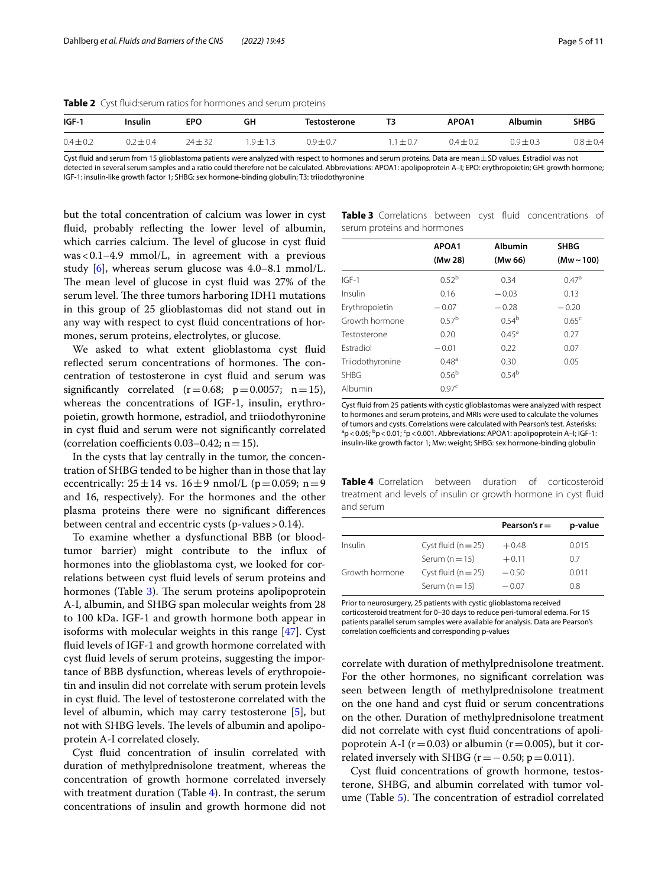**Table 2** Cyst fluid:serum ratios for hormones and serum proteins

| IGF-1 | Insulin | EPO | GH | Testosterone | T3 | APOA1 | Albumin | SHBG |
|---|---|---|---|---|---|---|---|---|
| 0.4 ± 0.2 | 0.2 ± 0.4 | 24 ± 32 | 1.9 ± 1.3 | 0.9 ± 0.7 | 1.1 ± 0.7 | 0.4 ± 0.2 | 0.9 ± 0.3 | 0.8 ± 0.4 |

Cyst fluid and serum from 15 glioblastoma patients were analyzed with respect to hormones and serum proteins. Data are mean ± SD values. Estradiol was not detected in several serum samples and a ratio could therefore not be calculated. Abbreviations: APOA1: apolipoprotein A–I; EPO: erythropoietin; GH: growth hormone; IGF-1: insulin-like growth factor 1; SHBG: sex hormone-binding globulin; T3: triiodothyronine

but the total concentration of calcium was lower in cyst fluid, probably reflecting the lower level of albumin, which carries calcium. The level of glucose in cyst fluid was < 0.1–4.9 mmol/L, in agreement with a previous study [6], whereas serum glucose was 4.0–8.1 mmol/L. The mean level of glucose in cyst fluid was 27% of the serum level. The three tumors harboring IDH1 mutations in this group of 25 glioblastomas did not stand out in any way with respect to cyst fluid concentrations of hormones, serum proteins, electrolytes, or glucose.

We asked to what extent glioblastoma cyst fluid reflected serum concentrations of hormones. The concentration of testosterone in cyst fluid and serum was significantly correlated ($r = 0.68$; $p = 0.0057$; $n = 15$), whereas the concentrations of IGF-1, insulin, erythropoietin, growth hormone, estradiol, and triiodothyronine in cyst fluid and serum were not significantly correlated (correlation coefficients 0.03–0.42; $n = 15$).

In the cysts that lay centrally in the tumor, the concentration of SHBG tended to be higher than in those that lay eccentrically: 25 ± 14 vs. 16 ± 9 nmol/L ($p = 0.059$; $n = 9$ and 16, respectively). For the hormones and the other plasma proteins there were no significant differences between central and eccentric cysts (p-values > 0.14).

To examine whether a dysfunctional BBB (or blood-tumor barrier) might contribute to the influx of hormones into the glioblastoma cyst, we looked for correlations between cyst fluid levels of serum proteins and hormones (Table 3). The serum proteins apolipoprotein A-I, albumin, and SHBG span molecular weights from 28 to 100 kDa. IGF-1 and growth hormone both appear in isoforms with molecular weights in this range [47]. Cyst fluid levels of IGF-1 and growth hormone correlated with cyst fluid levels of serum proteins, suggesting the importance of BBB dysfunction, whereas levels of erythropoietin and insulin did not correlate with serum protein levels in cyst fluid. The level of testosterone correlated with the level of albumin, which may carry testosterone [5], but not with SHBG levels. The levels of albumin and apolipoprotein A-I correlated closely.

Cyst fluid concentration of insulin correlated with duration of methylprednisolone treatment, whereas the concentration of growth hormone correlated inversely with treatment duration (Table 4). In contrast, the serum concentrations of insulin and growth hormone did not correlate with duration of methylprednisolone treatment. For the other hormones, no significant correlation was seen between length of methylprednisolone treatment on the one hand and cyst fluid or serum concentrations on the other. Duration of methylprednisolone treatment did not correlate with cyst fluid concentrations of apolipoprotein A-I ($r = 0.03$) or albumin ($r = 0.005$), but it correlated inversely with SHBG ($r = -0.50$; $p = 0.011$).

Cyst fluid concentrations of growth hormone, testosterone, SHBG, and albumin correlated with tumor volume (Table 5). The concentration of estradiol correlated

**Table 3** Correlations between cyst fluid concentrations of serum proteins and hormones

| | APOA1 (Mw 28) | Albumin (Mw 66) | SHBG (Mw ~ 100) |
|---|---|---|---|
| IGF-1 | 0.52[b] | 0.34 | 0.47[a] |
| Insulin | 0.16 | −0.03 | 0.13 |
| Erythropoietin | −0.07 | −0.28 | −0.20 |
| Growth hormone | 0.57[b] | 0.54[b] | 0.65[c] |
| Testosterone | 0.20 | 0.45[a] | 0.27 |
| Estradiol | −0.01 | 0.22 | 0.07 |
| Triiodothyronine | 0.48[a] | 0.30 | 0.05 |
| SHBG | 0.56[b] | 0.54[b] | |
| Albumin | 0.97[c] | | |

Cyst fluid from 25 patients with cystic glioblastomas were analyzed with respect to hormones and serum proteins, and MRIs were used to calculate the volumes of tumors and cysts. Correlations were calculated with Pearson's test. Asterisks: [a]$p < 0.05$; [b]$p < 0.01$; [c]$p < 0.001$. Abbreviations: APOA1: apolipoprotein A–I; IGF-1: insulin-like growth factor 1; Mw: weight; SHBG: sex hormone-binding globulin

**Table 4** Correlation between duration of corticosteroid treatment and levels of insulin or growth hormone in cyst fluid and serum

| | | Pearson's r = | p-value |
|---|---|---|---|
| Insulin | Cyst fluid (n = 25) | + 0.48 | 0.015 |
| | Serum (n = 15) | + 0.11 | 0.7 |
| Growth hormone | Cyst fluid (n = 25) | − 0.50 | 0.011 |
| | Serum (n = 15) | − 0.07 | 0.8 |

Prior to neurosurgery, 25 patients with cystic glioblastoma received corticosteroid treatment for 0–30 days to reduce peri-tumoral edema. For 15 patients parallel serum samples were available for analysis. Data are Pearson's correlation coefficients and corresponding p-values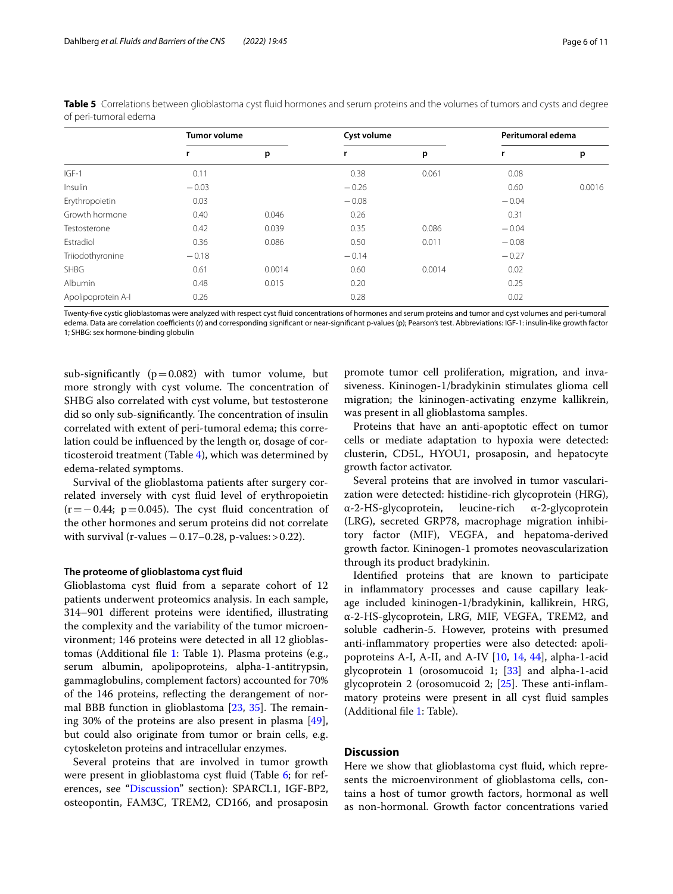**Table 5** Correlations between glioblastoma cyst fluid hormones and serum proteins and the volumes of tumors and cysts and degree of peri-tumoral edema

| | Tumor volume | | Cyst volume | | Peritumoral edema | |
|---|---|---|---|---|---|---|
| | r | p | r | p | r | p |
| IGF-1 | 0.11 | | 0.38 | 0.061 | 0.08 | |
| Insulin | −0.03 | | −0.26 | | 0.60 | 0.0016 |
| Erythropoietin | 0.03 | | −0.08 | | −0.04 | |
| Growth hormone | 0.40 | 0.046 | 0.26 | | 0.31 | |
| Testosterone | 0.42 | 0.039 | 0.35 | 0.086 | −0.04 | |
| Estradiol | 0.36 | 0.086 | 0.50 | 0.011 | −0.08 | |
| Triiodothyronine | −0.18 | | −0.14 | | −0.27 | |
| SHBG | 0.61 | 0.0014 | 0.60 | 0.0014 | 0.02 | |
| Albumin | 0.48 | 0.015 | 0.20 | | 0.25 | |
| Apolipoprotein A-I | 0.26 | | 0.28 | | 0.02 | |

Twenty-five cystic glioblastomas were analyzed with respect cyst fluid concentrations of hormones and serum proteins and tumor and cyst volumes and peri-tumoral edema. Data are correlation coefficients (r) and corresponding significant or near-significant p-values (p); Pearson's test. Abbreviations: IGF-1: insulin-like growth factor 1; SHBG: sex hormone-binding globulin

sub-significantly ($p = 0.082$) with tumor volume, but more strongly with cyst volume. The concentration of SHBG also correlated with cyst volume, but testosterone did so only sub-significantly. The concentration of insulin correlated with extent of peri-tumoral edema; this correlation could be influenced by the length or, dosage of corticosteroid treatment (Table 4), which was determined by edema-related symptoms.

Survival of the glioblastoma patients after surgery correlated inversely with cyst fluid level of erythropoietin ($r = -0.44$; $p = 0.045$). The cyst fluid concentration of the other hormones and serum proteins did not correlate with survival (r-values −0.17–0.28, p-values: >0.22).

### The proteome of glioblastoma cyst fluid

Glioblastoma cyst fluid from a separate cohort of 12 patients underwent proteomics analysis. In each sample, 314–901 different proteins were identified, illustrating the complexity and the variability of the tumor microenvironment; 146 proteins were detected in all 12 glioblastomas (Additional file 1: Table 1). Plasma proteins (e.g., serum albumin, apolipoproteins, alpha-1-antitrypsin, gammaglobulins, complement factors) accounted for 70% of the 146 proteins, reflecting the derangement of normal BBB function in glioblastoma [23, 35]. The remaining 30% of the proteins are also present in plasma [49], but could also originate from tumor or brain cells, e.g. cytoskeleton proteins and intracellular enzymes.

Several proteins that are involved in tumor growth were present in glioblastoma cyst fluid (Table 6; for references, see "Discussion" section): SPARCL1, IGF-BP2, osteopontin, FAM3C, TREM2, CD166, and prosaposin promote tumor cell proliferation, migration, and invasiveness. Kininogen-1/bradykinin stimulates glioma cell migration; the kininogen-activating enzyme kallikrein, was present in all glioblastoma samples.

Proteins that have an anti-apoptotic effect on tumor cells or mediate adaptation to hypoxia were detected: clusterin, CD5L, HYOU1, prosaposin, and hepatocyte growth factor activator.

Several proteins that are involved in tumor vascularization were detected: histidine-rich glycoprotein (HRG), α-2-HS-glycoprotein, leucine-rich α-2-glycoprotein (LRG), secreted GRP78, macrophage migration inhibitory factor (MIF), VEGFA, and hepatoma-derived growth factor. Kininogen-1 promotes neovascularization through its product bradykinin.

Identified proteins that are known to participate in inflammatory processes and cause capillary leakage included kininogen-1/bradykinin, kallikrein, HRG, α-2-HS-glycoprotein, LRG, MIF, VEGFA, TREM2, and soluble cadherin-5. However, proteins with presumed anti-inflammatory properties were also detected: apolipoproteins A-I, A-II, and A-IV [10, 14, 44], alpha-1-acid glycoprotein 1 (orosomucoid 1; [33] and alpha-1-acid glycoprotein 2 (orosomucoid 2; [25]. These anti-inflammatory proteins were present in all cyst fluid samples (Additional file 1: Table).

## Discussion

Here we show that glioblastoma cyst fluid, which represents the microenvironment of glioblastoma cells, contains a host of tumor growth factors, hormonal as well as non-hormonal. Growth factor concentrations varied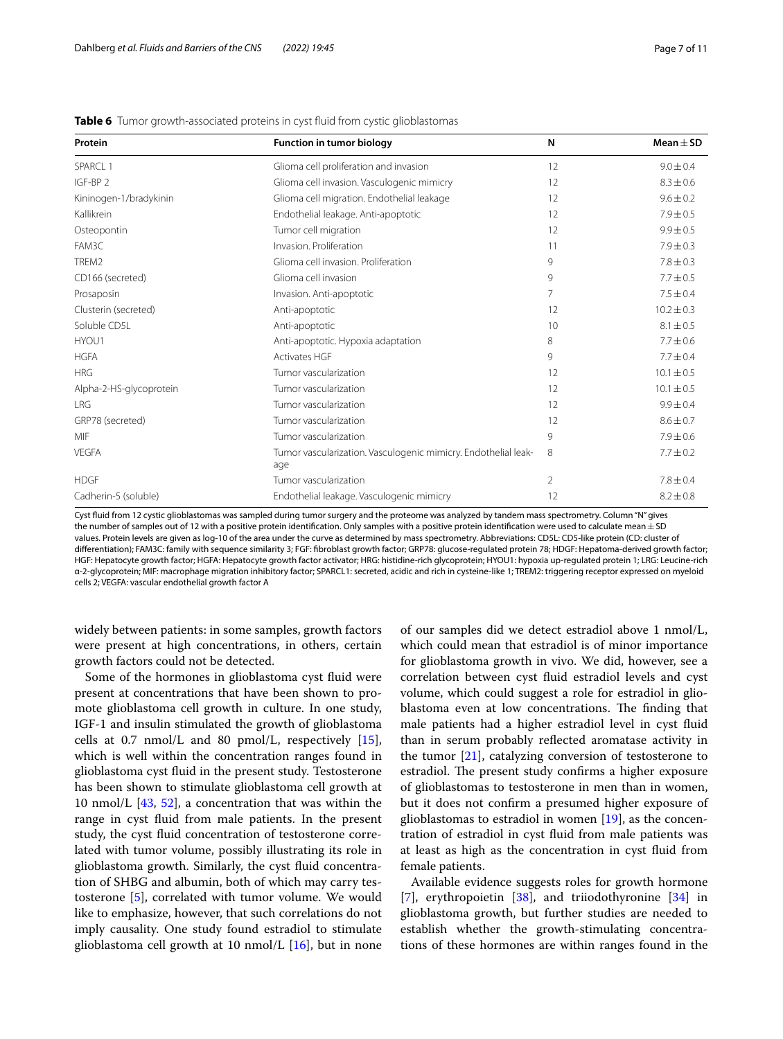**Table 6** Tumor growth-associated proteins in cyst fluid from cystic glioblastomas

| Protein | Function in tumor biology | N | Mean ± SD |
|---|---|---|---|
| SPARCL 1 | Glioma cell proliferation and invasion | 12 | 9.0 ± 0.4 |
| IGF-BP 2 | Glioma cell invasion. Vasculogenic mimicry | 12 | 8.3 ± 0.6 |
| Kininogen-1/bradykinin | Glioma cell migration. Endothelial leakage | 12 | 9.6 ± 0.2 |
| Kallikrein | Endothelial leakage. Anti-apoptotic | 12 | 7.9 ± 0.5 |
| Osteopontin | Tumor cell migration | 12 | 9.9 ± 0.5 |
| FAM3C | Invasion. Proliferation | 11 | 7.9 ± 0.3 |
| TREM2 | Glioma cell invasion. Proliferation | 9 | 7.8 ± 0.3 |
| CD166 (secreted) | Glioma cell invasion | 9 | 7.7 ± 0.5 |
| Prosaposin | Invasion. Anti-apoptotic | 7 | 7.5 ± 0.4 |
| Clusterin (secreted) | Anti-apoptotic | 12 | 10.2 ± 0.3 |
| Soluble CD5L | Anti-apoptotic | 10 | 8.1 ± 0.5 |
| HYOU1 | Anti-apoptotic. Hypoxia adaptation | 8 | 7.7 ± 0.6 |
| HGFA | Activates HGF | 9 | 7.7 ± 0.4 |
| HRG | Tumor vascularization | 12 | 10.1 ± 0.5 |
| Alpha-2-HS-glycoprotein | Tumor vascularization | 12 | 10.1 ± 0.5 |
| LRG | Tumor vascularization | 12 | 9.9 ± 0.4 |
| GRP78 (secreted) | Tumor vascularization | 12 | 8.6 ± 0.7 |
| MIF | Tumor vascularization | 9 | 7.9 ± 0.6 |
| VEGFA | Tumor vascularization. Vasculogenic mimicry. Endothelial leakage | 8 | 7.7 ± 0.2 |
| HDGF | Tumor vascularization | 2 | 7.8 ± 0.4 |
| Cadherin-5 (soluble) | Endothelial leakage. Vasculogenic mimicry | 12 | 8.2 ± 0.8 |

Cyst fluid from 12 cystic glioblastomas was sampled during tumor surgery and the proteome was analyzed by tandem mass spectrometry. Column "N" gives the number of samples out of 12 with a positive protein identification. Only samples with a positive protein identification were used to calculate mean ± SD values. Protein levels are given as log-10 of the area under the curve as determined by mass spectrometry. Abbreviations: CD5L: CD5-like protein (CD: cluster of differentiation); FAM3C: family with sequence similarity 3; FGF: fibroblast growth factor; GRP78: glucose-regulated protein 78; HDGF: Hepatoma-derived growth factor; HGF: Hepatocyte growth factor; HGFA: Hepatocyte growth factor activator; HRG: histidine-rich glycoprotein; HYOU1: hypoxia up-regulated protein 1; LRG: Leucine-rich α-2-glycoprotein; MIF: macrophage migration inhibitory factor; SPARCL1: secreted, acidic and rich in cysteine-like 1; TREM2: triggering receptor expressed on myeloid cells 2; VEGFA: vascular endothelial growth factor A

widely between patients: in some samples, growth factors were present at high concentrations, in others, certain growth factors could not be detected.

Some of the hormones in glioblastoma cyst fluid were present at concentrations that have been shown to promote glioblastoma cell growth in culture. In one study, IGF-1 and insulin stimulated the growth of glioblastoma cells at 0.7 nmol/L and 80 pmol/L, respectively [15], which is well within the concentration ranges found in glioblastoma cyst fluid in the present study. Testosterone has been shown to stimulate glioblastoma cell growth at 10 nmol/L [43, 52], a concentration that was within the range in cyst fluid from male patients. In the present study, the cyst fluid concentration of testosterone correlated with tumor volume, possibly illustrating its role in glioblastoma growth. Similarly, the cyst fluid concentration of SHBG and albumin, both of which may carry testosterone [5], correlated with tumor volume. We would like to emphasize, however, that such correlations do not imply causality. One study found estradiol to stimulate glioblastoma cell growth at 10 nmol/L [16], but in none of our samples did we detect estradiol above 1 nmol/L, which could mean that estradiol is of minor importance for glioblastoma growth in vivo. We did, however, see a correlation between cyst fluid estradiol levels and cyst volume, which could suggest a role for estradiol in glioblastoma even at low concentrations. The finding that male patients had a higher estradiol level in cyst fluid than in serum probably reflected aromatase activity in the tumor [21], catalyzing conversion of testosterone to estradiol. The present study confirms a higher exposure of glioblastomas to testosterone in men than in women, but it does not confirm a presumed higher exposure of glioblastomas to estradiol in women [19], as the concentration of estradiol in cyst fluid from male patients was at least as high as the concentration in cyst fluid from female patients.

Available evidence suggests roles for growth hormone [7], erythropoietin [38], and triiodothyronine [34] in glioblastoma growth, but further studies are needed to establish whether the growth-stimulating concentrations of these hormones are within ranges found in the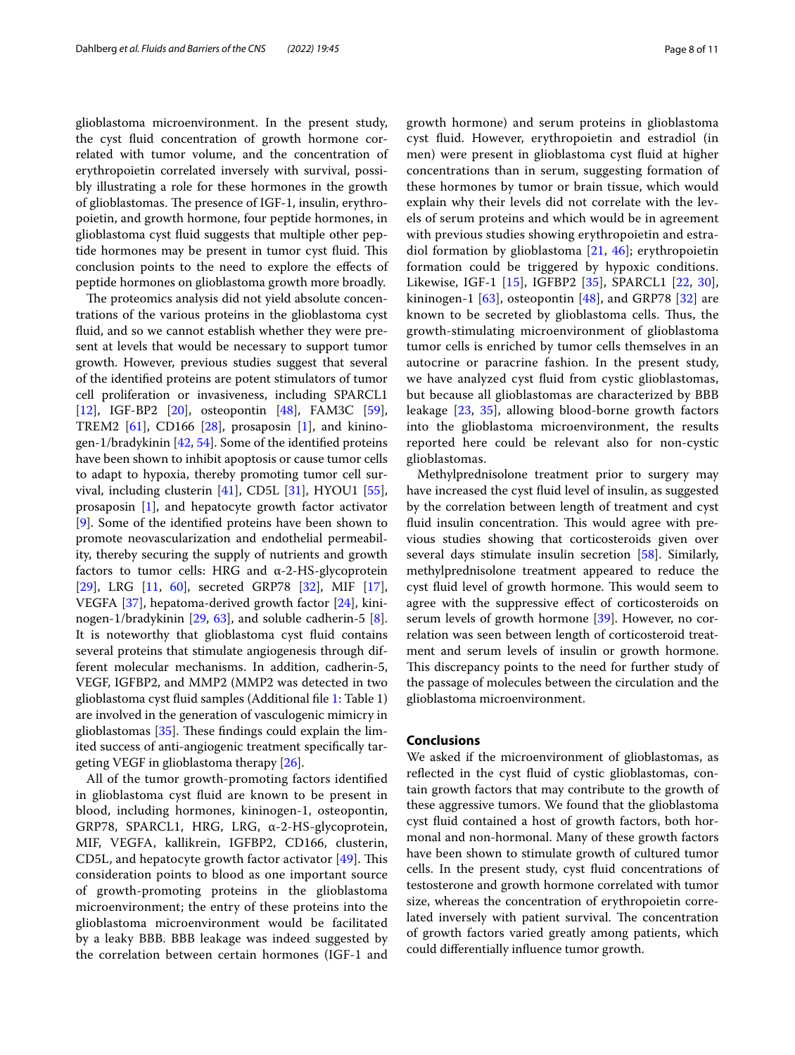glioblastoma microenvironment. In the present study, the cyst fluid concentration of growth hormone correlated with tumor volume, and the concentration of erythropoietin correlated inversely with survival, possibly illustrating a role for these hormones in the growth of glioblastomas. The presence of IGF-1, insulin, erythropoietin, and growth hormone, four peptide hormones, in glioblastoma cyst fluid suggests that multiple other peptide hormones may be present in tumor cyst fluid. This conclusion points to the need to explore the effects of peptide hormones on glioblastoma growth more broadly.

The proteomics analysis did not yield absolute concentrations of the various proteins in the glioblastoma cyst fluid, and so we cannot establish whether they were present at levels that would be necessary to support tumor growth. However, previous studies suggest that several of the identified proteins are potent stimulators of tumor cell proliferation or invasiveness, including SPARCL1 [12], IGF-BP2 [20], osteopontin [48], FAM3C [59], TREM2 [61], CD166 [28], prosaposin [1], and kininogen-1/bradykinin [42, 54]. Some of the identified proteins have been shown to inhibit apoptosis or cause tumor cells to adapt to hypoxia, thereby promoting tumor cell survival, including clusterin [41], CD5L [31], HYOU1 [55], prosaposin [1], and hepatocyte growth factor activator [9]. Some of the identified proteins have been shown to promote neovascularization and endothelial permeability, thereby securing the supply of nutrients and growth factors to tumor cells: HRG and α-2-HS-glycoprotein [29], LRG [11, 60], secreted GRP78 [32], MIF [17], VEGFA [37], hepatoma-derived growth factor [24], kininogen-1/bradykinin [29, 63], and soluble cadherin-5 [8]. It is noteworthy that glioblastoma cyst fluid contains several proteins that stimulate angiogenesis through different molecular mechanisms. In addition, cadherin-5, VEGF, IGFBP2, and MMP2 (MMP2 was detected in two glioblastoma cyst fluid samples (Additional file 1: Table 1) are involved in the generation of vasculogenic mimicry in glioblastomas [35]. These findings could explain the limited success of anti-angiogenic treatment specifically targeting VEGF in glioblastoma therapy [26].

All of the tumor growth-promoting factors identified in glioblastoma cyst fluid are known to be present in blood, including hormones, kininogen-1, osteopontin, GRP78, SPARCL1, HRG, LRG, α-2-HS-glycoprotein, MIF, VEGFA, kallikrein, IGFBP2, CD166, clusterin, CD5L, and hepatocyte growth factor activator [49]. This consideration points to blood as one important source of growth-promoting proteins in the glioblastoma microenvironment; the entry of these proteins into the glioblastoma microenvironment would be facilitated by a leaky BBB. BBB leakage was indeed suggested by the correlation between certain hormones (IGF-1 and growth hormone) and serum proteins in glioblastoma cyst fluid. However, erythropoietin and estradiol (in men) were present in glioblastoma cyst fluid at higher concentrations than in serum, suggesting formation of these hormones by tumor or brain tissue, which would explain why their levels did not correlate with the levels of serum proteins and which would be in agreement with previous studies showing erythropoietin and estradiol formation by glioblastoma [21, 46]; erythropoietin formation could be triggered by hypoxic conditions. Likewise, IGF-1 [15], IGFBP2 [35], SPARCL1 [22, 30], kininogen-1 [63], osteopontin [48], and GRP78 [32] are known to be secreted by glioblastoma cells. Thus, the growth-stimulating microenvironment of glioblastoma tumor cells is enriched by tumor cells themselves in an autocrine or paracrine fashion. In the present study, we have analyzed cyst fluid from cystic glioblastomas, but because all glioblastomas are characterized by BBB leakage [23, 35], allowing blood-borne growth factors into the glioblastoma microenvironment, the results reported here could be relevant also for non-cystic glioblastomas.

Methylprednisolone treatment prior to surgery may have increased the cyst fluid level of insulin, as suggested by the correlation between length of treatment and cyst fluid insulin concentration. This would agree with previous studies showing that corticosteroids given over several days stimulate insulin secretion [58]. Similarly, methylprednisolone treatment appeared to reduce the cyst fluid level of growth hormone. This would seem to agree with the suppressive effect of corticosteroids on serum levels of growth hormone [39]. However, no correlation was seen between length of corticosteroid treatment and serum levels of insulin or growth hormone. This discrepancy points to the need for further study of the passage of molecules between the circulation and the glioblastoma microenvironment.

## Conclusions

We asked if the microenvironment of glioblastomas, as reflected in the cyst fluid of cystic glioblastomas, contain growth factors that may contribute to the growth of these aggressive tumors. We found that the glioblastoma cyst fluid contained a host of growth factors, both hormonal and non-hormonal. Many of these growth factors have been shown to stimulate growth of cultured tumor cells. In the present study, cyst fluid concentrations of testosterone and growth hormone correlated with tumor size, whereas the concentration of erythropoietin correlated inversely with patient survival. The concentration of growth factors varied greatly among patients, which could differentially influence tumor growth.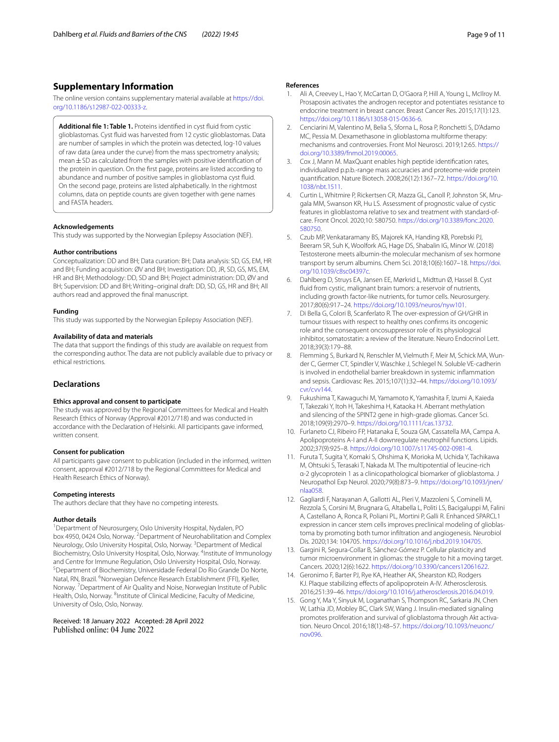## Supplementary Information

The online version contains supplementary material available at https://doi.org/10.1186/s12987-022-00333-z.

**Additional file 1: Table 1.** Proteins identified in cyst fluid from cystic glioblastomas. Cyst fluid was harvested from 12 cystic glioblastomas. Data are number of samples in which the protein was detected, log-10 values of raw data (area under the curve) from the mass spectrometry analysis; mean ± SD as calculated from the samples with positive identification of the protein in question. On the first page, proteins are listed according to abundance and number of positive samples in glioblastoma cyst fluid. On the second page, proteins are listed alphabetically. In the rightmost columns, data on peptide counts are given together with gene names and FASTA headers.

### Acknowledgements

This study was supported by the Norwegian Epilepsy Association (NEF).

### Author contributions

Conceptualization: DD and BH; Data curation: BH; Data analysis: SD, GS, EM, HR and BH; Funding acquisition: ØV and BH; Investigation: DD, JR, SD, GS, MS, EM, HR and BH; Methodology: DD, SD and BH; Project administration: DD, ØV and BH; Supervision: DD and BH; Writing–original draft: DD, SD, GS, HR and BH; All authors read and approved the final manuscript.

### Funding

This study was supported by the Norwegian Epilepsy Association (NEF).

### Availability of data and materials

The data that support the findings of this study are available on request from the corresponding author. The data are not publicly available due to privacy or ethical restrictions.

## Declarations

### Ethics approval and consent to participate

The study was approved by the Regional Committees for Medical and Health Research Ethics of Norway (Approval #2012/718) and was conducted in accordance with the Declaration of Helsinki. All participants gave informed, written consent.

### Consent for publication

All participants gave consent to publication (included in the informed, written consent, approval #2012/718 by the Regional Committees for Medical and Health Research Ethics of Norway.

### Competing interests

The authors declare that they have no competing interests.

### Author details

[1]Department of Neurosurgery, Oslo University Hospital, Nydalen, PO box 4950, 0424 Oslo, Norway. [2]Department of Neurohabilitation and Complex Neurology, Oslo University Hospital, Oslo, Norway. [3]Department of Medical Biochemistry, Oslo University Hospital, Oslo, Norway. [4]Institute of Immunology and Centre for Immune Regulation, Oslo University Hospital, Oslo, Norway. [5]Department of Biochemistry, Universidade Federal Do Rio Grande Do Norte, Natal, RN, Brazil. [6]Norwegian Defence Research Establishment (FFI), Kjeller, Norway. [7]Department of Air Quality and Noise, Norwegian Institute of Public Health, Oslo, Norway. [8]Institute of Clinical Medicine, Faculty of Medicine, University of Oslo, Oslo, Norway.

Received: 18 January 2022 Accepted: 28 April 2022
Published online: 04 June 2022

### References

1. Ali A, Creevey L, Hao Y, McCartan D, O'Gaora P, Hill A, Young L, McIlroy M. Prosaposin activates the androgen receptor and potentiates resistance to endocrine treatment in breast cancer. Breast Cancer Res. 2015;17(1):123. https://doi.org/10.1186/s13058-015-0636-6.
2. Cenciarini M, Valentino M, Belia S, Sforna L, Rosa P, Ronchetti S, D'Adamo MC, Pessia M. Dexamethasone in glioblastoma multiforme therapy: mechanisms and controversies. Front Mol Neurosci. 2019;12:65. https://doi.org/10.3389/fnmol.2019.00065.
3. Cox J, Mann M. MaxQuant enables high peptide identification rates, individualized p.p.b.-range mass accuracies and proteome-wide protein quantification. Nature Biotech. 2008;26(12):1367–72. https://doi.org/10.1038/nbt.1511.
4. Curtin L, Whitmire P, Rickertsen CR, Mazza GL, Canoll P, Johnston SK, Mrugala MM, Swanson KR, Hu LS. Assessment of prognostic value of cystic features in glioblastoma relative to sex and treatment with standard-of-care. Front Oncol. 2020;10: 580750. https://doi.org/10.3389/fonc.2020.580750.
5. Czub MP, Venkataramany BS, Majorek KA, Handing KB, Porebski PJ, Beeram SR, Suh K, Woolfork AG, Hage DS, Shabalin IG, Minor W. (2018) Testosterone meets albumin-the molecular mechanism of sex hormone transport by serum albumins. Chem Sci. 2018;10(6):1607–18. https://doi.org/10.1039/c8sc04397c.
6. Dahlberg D, Struys EA, Jansen EE, Mørkrid L, Midttun Ø, Hassel B. Cyst fluid from cystic, malignant brain tumors: a reservoir of nutrients, including growth factor-like nutrients, for tumor cells. Neurosurgery. 2017;80(6):917–24. https://doi.org/10.1093/neuros/nyw101.
7. Di Bella G, Colori B, Scanferlato R. The over-expression of GH/GHR in tumour tissues with respect to healthy ones confirms its oncogenic role and the consequent oncosuppressor role of its physiological inhibitor, somatostatin: a review of the literature. Neuro Endocrinol Lett. 2018;39(3):179–88.
8. Flemming S, Burkard N, Renschler M, Vielmuth F, Meir M, Schick MA, Wunder C, Germer CT, Spindler V, Waschke J, Schlegel N. Soluble VE-cadherin is involved in endothelial barrier breakdown in systemic inflammation and sepsis. Cardiovasc Res. 2015;107(1):32–44. https://doi.org/10.1093/cvr/cvv144.
9. Fukushima T, Kawaguchi M, Yamamoto K, Yamashita F, Izumi A, Kaieda T, Takezaki Y, Itoh H, Takeshima H, Kataoka H. Aberrant methylation and silencing of the SPINT2 gene in high-grade gliomas. Cancer Sci. 2018;109(9):2970–9. https://doi.org/10.1111/cas.13732.
10. Furlaneto CJ, Ribeiro FP, Hatanaka E, Souza GM, Cassatella MA, Campa A. Apolipoproteins A-I and A-II downregulate neutrophil functions. Lipids. 2002;37(9):925–8. https://doi.org/10.1007/s11745-002-0981-4.
11. Furuta T, Sugita Y, Komaki S, Ohshima K, Morioka M, Uchida Y, Tachikawa M, Ohtsuki S, Terasaki T, Nakada M. The multipotential of leucine-rich α-2 glycoprotein 1 as a clinicopathological biomarker of glioblastoma. J Neuropathol Exp Neurol. 2020;79(8):873–9. https://doi.org/10.1093/jnen/nlaa058.
12. Gagliardi F, Narayanan A, Gallotti AL, Pieri V, Mazzoleni S, Cominelli M, Rezzola S, Corsini M, Brugnara G, Altabella L, Politi LS, Bacigaluppi M, Falini A, Castellano A, Ronca R, Poliani PL, Mortini P, Galli R. Enhanced SPARCL1 expression in cancer stem cells improves preclinical modeling of glioblastoma by promoting both tumor infiltration and angiogenesis. Neurobiol Dis. 2020;134: 104705. https://doi.org/10.1016/j.nbd.2019.104705.
13. Gargini R, Segura-Collar B, Sánchez-Gómez P. Cellular plasticity and tumor microenvironment in gliomas: the struggle to hit a moving target. Cancers. 2020;12(6):1622. https://doi.org/10.3390/cancers12061622.
14. Geronimo F, Barter PJ, Rye KA, Heather AK, Shearston KD, Rodgers KJ. Plaque stabilizing effects of apolipoprotein A-IV. Atherosclerosis. 2016;251:39–46. https://doi.org/10.1016/j.atherosclerosis.2016.04.019.
15. Gong Y, Ma Y, Sinyuk M, Loganathan S, Thompson RC, Sarkaria JN, Chen W, Lathia JD, Mobley BC, Clark SW, Wang J. Insulin-mediated signaling promotes proliferation and survival of glioblastoma through Akt activation. Neuro Oncol. 2016;18(1):48–57. https://doi.org/10.1093/neuonc/nov096.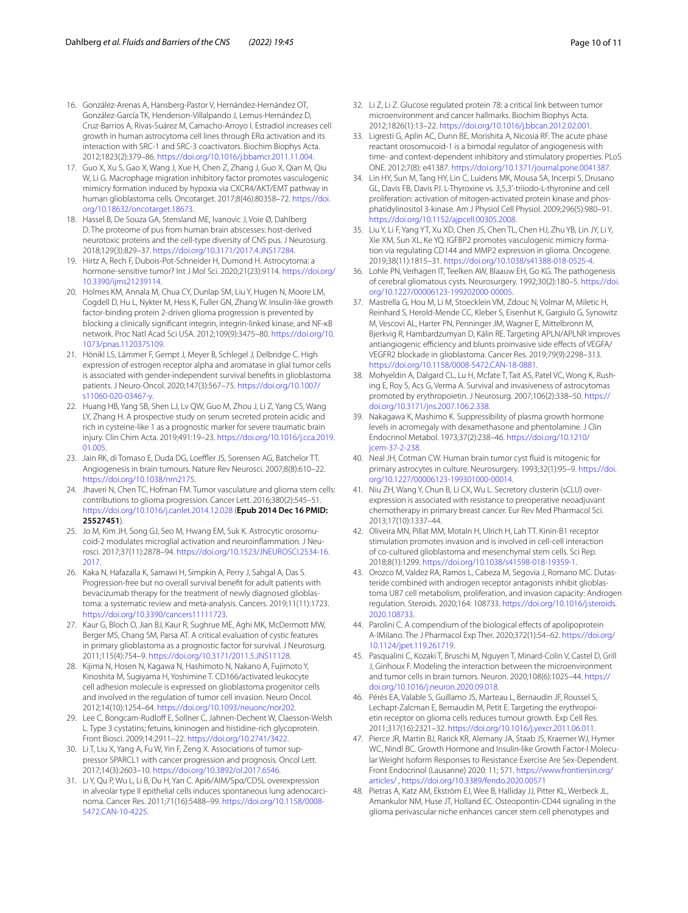16. González-Arenas A, Hansberg-Pastor V, Hernández-Hernández OT, González-García TK, Henderson-Villalpando J, Lemus-Hernández D, Cruz-Barrios A, Rivas-Suárez M, Camacho-Arroyo I. Estradiol increases cell growth in human astrocytoma cell lines through ERα activation and its interaction with SRC-1 and SRC-3 coactivators. Biochim Biophys Acta. 2012;1823(2):379–86. https://doi.org/10.1016/j.bbamcr.2011.11.004.
17. Guo X, Xu S, Gao X, Wang J, Xue H, Chen Z, Zhang J, Guo X, Qian M, Qiu W, Li G. Macrophage migration inhibitory factor promotes vasculogenic mimicry formation induced by hypoxia via CXCR4/AKT/EMT pathway in human glioblastoma cells. Oncotarget. 2017;8(46):80358–72. https://doi.org/10.18632/oncotarget.18673.
18. Hassel B, De Souza GA, Stensland ME, Ivanovic J, Voie Ø, Dahlberg D. The proteome of pus from human brain abscesses: host-derived neurotoxic proteins and the cell-type diversity of CNS pus. J Neurosurg. 2018;129(3):829–37. https://doi.org/10.3171/2017.4.JNS17284.
19. Hirtz A, Rech F, Dubois-Pot-Schneider H, Dumond H. Astrocytoma: a hormone-sensitive tumor? Int J Mol Sci. 2020;21(23):9114. https://doi.org/10.3390/ijms21239114.
20. Holmes KM, Annala M, Chua CY, Dunlap SM, Liu Y, Hugen N, Moore LM, Cogdell D, Hu L, Nykter M, Hess K, Fuller GN, Zhang W. Insulin-like growth factor-binding protein 2-driven glioma progression is prevented by blocking a clinically significant integrin, integrin-linked kinase, and NF-κB network. Proc Natl Acad Sci USA. 2012;109(9):3475–80. https://doi.org/10.1073/pnas.1120375109.
21. Hönikl LS, Lämmer F, Gempt J, Meyer B, Schlegel J, Delbridge C. High expression of estrogen receptor alpha and aromatase in glial tumor cells is associated with gender-independent survival benefits in glioblastoma patients. J Neuro-Oncol. 2020;147(3):567–75. https://doi.org/10.1007/s11060-020-03467-y.
22. Huang HB, Yang SB, Shen LJ, Lv QW, Guo M, Zhou J, Li Z, Yang CS, Wang LY, Zhang H. A prospective study on serum secreted protein acidic and rich in cysteine-like 1 as a prognostic marker for severe traumatic brain injury. Clin Chim Acta. 2019;491:19–23. https://doi.org/10.1016/j.cca.2019.01.005.
23. Jain RK, di Tomaso E, Duda DG, Loeffler JS, Sorensen AG, Batchelor TT. Angiogenesis in brain tumours. Nature Rev Neurosci. 2007;8(8):610–22. https://doi.org/10.1038/nrn2175.
24. Jhaveri N, Chen TC, Hofman FM. Tumor vasculature and glioma stem cells: contributions to glioma progression. Cancer Lett. 2016;380(2):545–51. https://doi.org/10.1016/j.canlet.2014.12.028 (**Epub 2014 Dec 16 PMID: 25527451**).
25. Jo M, Kim JH, Song GJ, Seo M, Hwang EM, Suk K. Astrocytic orosomucoid-2 modulates microglial activation and neuroinflammation. J Neurosci. 2017;37(11):2878–94. https://doi.org/10.1523/JNEUROSCI.2534-16.2017.
26. Kaka N, Hafazalla K, Samawi H, Simpkin A, Perry J, Sahgal A, Das S. Progression-free but no overall survival benefit for adult patients with bevacizumab therapy for the treatment of newly diagnosed glioblastoma: a systematic review and meta-analysis. Cancers. 2019;11(11):1723. https://doi.org/10.3390/cancers11111723.
27. Kaur G, Bloch O, Jian BJ, Kaur R, Sughrue ME, Aghi MK, McDermott MW, Berger MS, Chang SM, Parsa AT. A critical evaluation of cystic features in primary glioblastoma as a prognostic factor for survival. J Neurosurg. 2011;115(4):754–9. https://doi.org/10.3171/2011.5.JNS11128.
28. Kijima N, Hosen N, Kagawa N, Hashimoto N, Nakano A, Fujimoto Y, Kinoshita M, Sugiyama H, Yoshimine T. CD166/activated leukocyte cell adhesion molecule is expressed on glioblastoma progenitor cells and involved in the regulation of tumor cell invasion. Neuro Oncol. 2012;14(10):1254–64. https://doi.org/10.1093/neuonc/nor202.
29. Lee C, Bongcam-Rudloff E, Sollner C, Jahnen-Dechent W, Claesson-Welsh L. Type 3 cystatins; fetuins, kininogen and histidine-rich glycoprotein. Front Biosci. 2009;14:2911–22. https://doi.org/10.2741/3422.
30. Li T, Liu X, Yang A, Fu W, Yin F, Zeng X. Associations of tumor suppressor SPARCL1 with cancer progression and prognosis. Oncol Lett. 2017;14(3):2603–10. https://doi.org/10.3892/ol.2017.6546.
31. Li Y, Qu P, Wu L, Li B, Du H, Yan C. Api6/AIM/Spα/CD5L overexpression in alveolar type II epithelial cells induces spontaneous lung adenocarcinoma. Cancer Res. 2011;71(16):5488–99. https://doi.org/10.1158/0008-5472.CAN-10-4225.
32. Li Z, Li Z. Glucose regulated protein 78: a critical link between tumor microenvironment and cancer hallmarks. Biochim Biophys Acta. 2012;1826(1):13–22. https://doi.org/10.1016/j.bbcan.2012.02.001.
33. Ligresti G, Aplin AC, Dunn BE, Morishita A, Nicosia RF. The acute phase reactant orosomucoid-1 is a bimodal regulator of angiogenesis with time- and context-dependent inhibitory and stimulatory properties. PLoS ONE. 2012;7(8): e41387. https://doi.org/10.1371/journal.pone.0041387.
34. Lin HY, Sun M, Tang HY, Lin C, Luidens MK, Mousa SA, Incerpi S, Drusano GL, Davis FB, Davis PJ. L-Thyroxine vs. 3,5,3′-triiodo-L-thyronine and cell proliferation: activation of mitogen-activated protein kinase and phosphatidylinositol 3-kinase. Am J Physiol Cell Physiol. 2009;296(5):980–91. https://doi.org/10.1152/ajpcell.00305.2008.
35. Liu Y, Li F, Yang YT, Xu XD, Chen JS, Chen TL, Chen HJ, Zhu YB, Lin JY, Li Y, Xie XM, Sun XL, Ke YQ. IGFBP2 promotes vasculogenic mimicry formation via regulating CD144 and MMP2 expression in glioma. Oncogene. 2019;38(11):1815–31. https://doi.org/10.1038/s41388-018-0525-4.
36. Lohle PN, Verhagen IT, Teelken AW, Blaauw EH, Go KG. The pathogenesis of cerebral gliomatous cysts. Neurosurgery. 1992;30(2):180–5. https://doi.org/10.1227/00006123-199202000-00005.
37. Mastrella G, Hou M, Li M, Stoecklein VM, Zdouc N, Volmar M, Miletic H, Reinhard S, Herold-Mende CC, Kleber S, Eisenhut K, Gargiulo G, Synowitz M, Vescovi AL, Harter PN, Penninger JM, Wagner E, Mittelbronn M, Bjerkvig R, Hambardzumyan D, Kälin RE. Targeting APLN/APLNR improves antiangiogenic efficiency and blunts proinvasive side effects of VEGFA/VEGFR2 blockade in glioblastoma. Cancer Res. 2019;79(9):2298–313. https://doi.org/10.1158/0008-5472.CAN-18-0881.
38. Mohyeldin A, Dalgard CL, Lu H, Mcfate T, Tait AS, Patel VC, Wong K, Rushing E, Roy S, Acs G, Verma A. Survival and invasiveness of astrocytomas promoted by erythropoietin. J Neurosurg. 2007;106(2):338–50. https://doi.org/10.3171/jns.2007.106.2.338.
39. Nakagawa K, Mashimo K. Suppressibility of plasma growth hormone levels in acromegaly with dexamethasone and phentolamine. J Clin Endocrinol Metabol. 1973;37(2):238–46. https://doi.org/10.1210/jcem-37-2-238.
40. Neal JH, Cotman CW. Human brain tumor cyst fluid is mitogenic for primary astrocytes in culture. Neurosurgery. 1993;32(1):95–9. https://doi.org/10.1227/00006123-199301000-00014.
41. Niu ZH, Wang Y, Chun B, Li CX, Wu L. Secretory clusterin (sCLU) overexpression is associated with resistance to preoperative neoadjuvant chemotherapy in primary breast cancer. Eur Rev Med Pharmacol Sci. 2013;17(10):1337–44.
42. Oliveira MN, Pillat MM, Motaln H, Ulrich H, Lah TT. Kinin-B1 receptor stimulation promotes invasion and is involved in cell-cell interaction of co-cultured glioblastoma and mesenchymal stem cells. Sci Rep. 2018;8(1):1299. https://doi.org/10.1038/s41598-018-19359-1.
43. Orozco M, Valdez RA, Ramos L, Cabeza M, Segovia J, Romano MC. Dutasteride combined with androgen receptor antagonists inhibit glioblastoma U87 cell metabolism, proliferation, and invasion capacity: Androgen regulation. Steroids. 2020;164: 108733. https://doi.org/10.1016/j.steroids.2020.108733.
44. Parolini C. A compendium of the biological effects of apolipoprotein A-IMilano. The J Pharmacol Exp Ther. 2020;372(1):54–62. https://doi.org/10.1124/jpet.119.261719.
45. Pasqualini C, Kozaki T, Bruschi M, Nguyen T, Minard-Colin V, Castel D, Grill J, Ginhoux F. Modeling the interaction between the microenvironment and tumor cells in brain tumors. Neuron. 2020;108(6):1025–44. https://doi.org/10.1016/j.neuron.2020.09.018.
46. Pérès EA, Valable S, Guillamo JS, Marteau L, Bernaudin JF, Roussel S, Lechapt-Zalcman E, Bernaudin M, Petit E. Targeting the erythropoietin receptor on glioma cells reduces tumour growth. Exp Cell Res. 2011;317(16):2321–32. https://doi.org/10.1016/j.yexcr.2011.06.011.
47. Pierce JR, Martin BJ, Rarick KR, Alemany JA, Staab JS, Kraemer WJ, Hymer WC, Nindl BC. Growth Hormone and Insulin-like Growth Factor-I Molecular Weight Isoform Responses to Resistance Exercise Are Sex-Dependent. Front Endocrinol (Lausanne) 2020: 11; 571. https://www.frontiersin.org/articles/ , https://doi.org/10.3389/fendo.2020.00571
48. Pietras A, Katz AM, Ekström EJ, Wee B, Halliday JJ, Pitter KL, Werbeck JL, Amankulor NM, Huse JT, Holland EC. Osteopontin-CD44 signaling in the glioma perivascular niche enhances cancer stem cell phenotypes and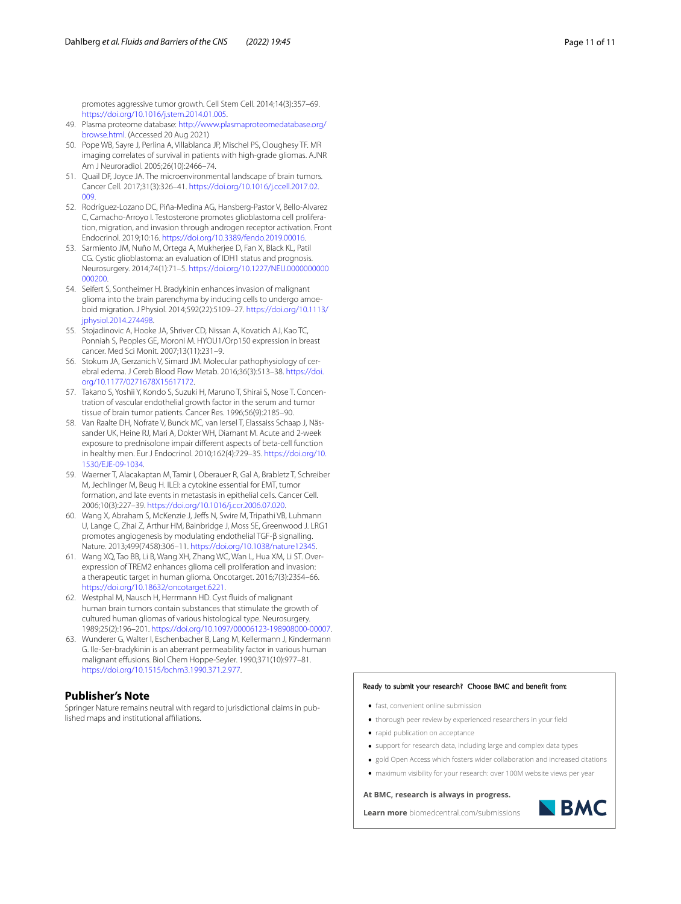promotes aggressive tumor growth. Cell Stem Cell. 2014;14(3):357–69. https://doi.org/10.1016/j.stem.2014.01.005.

49. Plasma proteome database: http://www.plasmaproteomedatabase.org/browse.html. (Accessed 20 Aug 2021)
50. Pope WB, Sayre J, Perlina A, Villablanca JP, Mischel PS, Cloughesy TF. MR imaging correlates of survival in patients with high-grade gliomas. AJNR Am J Neuroradiol. 2005;26(10):2466–74.
51. Quail DF, Joyce JA. The microenvironmental landscape of brain tumors. Cancer Cell. 2017;31(3):326–41. https://doi.org/10.1016/j.ccell.2017.02.009.
52. Rodríguez-Lozano DC, Piña-Medina AG, Hansberg-Pastor V, Bello-Alvarez C, Camacho-Arroyo I. Testosterone promotes glioblastoma cell proliferation, migration, and invasion through androgen receptor activation. Front Endocrinol. 2019;10:16. https://doi.org/10.3389/fendo.2019.00016.
53. Sarmiento JM, Nuño M, Ortega A, Mukherjee D, Fan X, Black KL, Patil CG. Cystic glioblastoma: an evaluation of IDH1 status and prognosis. Neurosurgery. 2014;74(1):71–5. https://doi.org/10.1227/NEU.0000000000000200.
54. Seifert S, Sontheimer H. Bradykinin enhances invasion of malignant glioma into the brain parenchyma by inducing cells to undergo amoeboid migration. J Physiol. 2014;592(22):5109–27. https://doi.org/10.1113/jphysiol.2014.274498.
55. Stojadinovic A, Hooke JA, Shriver CD, Nissan A, Kovatich AJ, Kao TC, Ponniah S, Peoples GE, Moroni M. HYOU1/Orp150 expression in breast cancer. Med Sci Monit. 2007;13(11):231–9.
56. Stokum JA, Gerzanich V, Simard JM. Molecular pathophysiology of cerebral edema. J Cereb Blood Flow Metab. 2016;36(3):513–38. https://doi.org/10.1177/0271678X15617172.
57. Takano S, Yoshii Y, Kondo S, Suzuki H, Maruno T, Shirai S, Nose T. Concentration of vascular endothelial growth factor in the serum and tumor tissue of brain tumor patients. Cancer Res. 1996;56(9):2185–90.
58. Van Raalte DH, Nofrate V, Bunck MC, van Iersel T, Elassaiss Schaap J, Nässander UK, Heine RJ, Mari A, Dokter WH, Diamant M. Acute and 2-week exposure to prednisolone impair different aspects of beta-cell function in healthy men. Eur J Endocrinol. 2010;162(4):729–35. https://doi.org/10.1530/EJE-09-1034.
59. Waerner T, Alacakaptan M, Tamir I, Oberauer R, Gal A, Brabletz T, Schreiber M, Jechlinger M, Beug H. ILEI: a cytokine essential for EMT, tumor formation, and late events in metastasis in epithelial cells. Cancer Cell. 2006;10(3):227–39. https://doi.org/10.1016/j.ccr.2006.07.020.
60. Wang X, Abraham S, McKenzie J, Jeffs N, Swire M, Tripathi VB, Luhmann U, Lange C, Zhai Z, Arthur HM, Bainbridge J, Moss SE, Greenwood J. LRG1 promotes angiogenesis by modulating endothelial TGF-β signalling. Nature. 2013;499(7458):306–11. https://doi.org/10.1038/nature12345.
61. Wang XQ, Tao BB, Li B, Wang XH, Zhang WC, Wan L, Hua XM, Li ST. Overexpression of TREM2 enhances glioma cell proliferation and invasion: a therapeutic target in human glioma. Oncotarget. 2016;7(3):2354–66. https://doi.org/10.18632/oncotarget.6221.
62. Westphal M, Nausch H, Herrmann HD. Cyst fluids of malignant human brain tumors contain substances that stimulate the growth of cultured human gliomas of various histological type. Neurosurgery. 1989;25(2):196–201. https://doi.org/10.1097/00006123-198908000-00007.
63. Wunderer G, Walter I, Eschenbacher B, Lang M, Kellermann J, Kindermann G. Ile-Ser-bradykinin is an aberrant permeability factor in various human malignant effusions. Biol Chem Hoppe-Seyler. 1990;371(10):977–81. https://doi.org/10.1515/bchm3.1990.371.2.977.

## Publisher's Note

Springer Nature remains neutral with regard to jurisdictional claims in published maps and institutional affiliations.

Ready to submit your research? Choose BMC and benefit from:

- fast, convenient online submission
- thorough peer review by experienced researchers in your field
- rapid publication on acceptance
- support for research data, including large and complex data types
- gold Open Access which fosters wider collaboration and increased citations
- maximum visibility for your research: over 100M website views per year

**At BMC, research is always in progress.**

**Learn more** biomedcentral.com/submissions

BMC